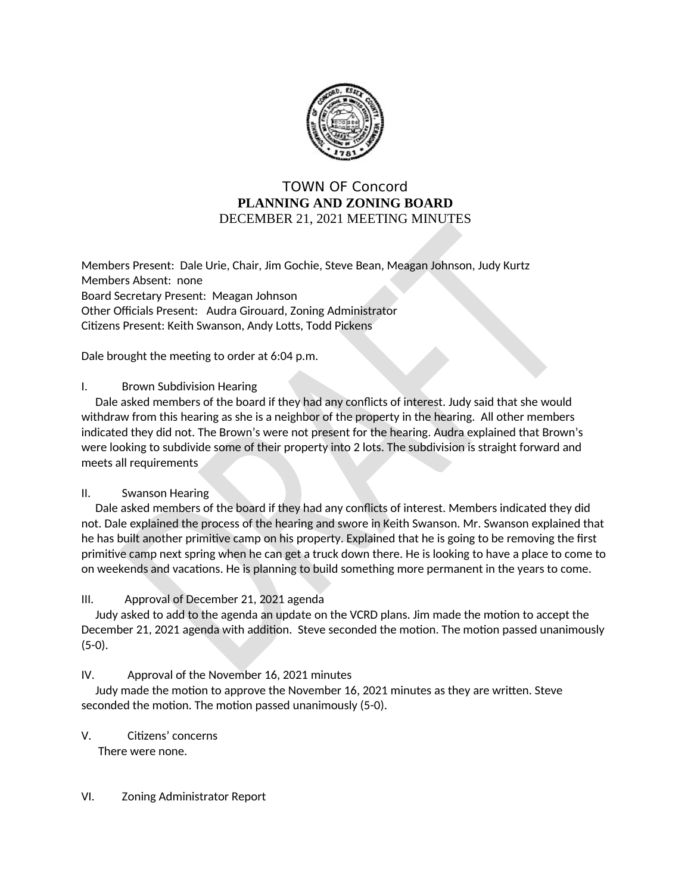# TOWN OF Concord

## PLANNING AND ZONING BOARD

DECEMBER 21, 2021 MEETING MINUTES

Members Present: Dale Urie, Chair, Jim Gochie, Steve Bean, Meagan Johnson, Judy Kurtz
Members Absent: none
Board Secretary Present: Meagan Johnson
Other Officials Present: Audra Girouard, Zoning Administrator
Citizens Present: Keith Swanson, Andy Lotts, Todd Pickens

Dale brought the meeting to order at 6:04 p.m.

I. Brown Subdivision Hearing

Dale asked members of the board if they had any conflicts of interest. Judy said that she would withdraw from this hearing as she is a neighbor of the property in the hearing. All other members indicated they did not. The Brown's were not present for the hearing. Audra explained that Brown's were looking to subdivide some of their property into 2 lots. The subdivision is straight forward and meets all requirements

II. Swanson Hearing

Dale asked members of the board if they had any conflicts of interest. Members indicated they did not. Dale explained the process of the hearing and swore in Keith Swanson. Mr. Swanson explained that he has built another primitive camp on his property. Explained that he is going to be removing the first primitive camp next spring when he can get a truck down there. He is looking to have a place to come to on weekends and vacations. He is planning to build something more permanent in the years to come.

III. Approval of December 21, 2021 agenda

Judy asked to add to the agenda an update on the VCRD plans. Jim made the motion to accept the December 21, 2021 agenda with addition. Steve seconded the motion. The motion passed unanimously (5-0).

IV. Approval of the November 16, 2021 minutes

Judy made the motion to approve the November 16, 2021 minutes as they are written. Steve seconded the motion. The motion passed unanimously (5-0).

V. Citizens' concerns

There were none.

VI. Zoning Administrator Report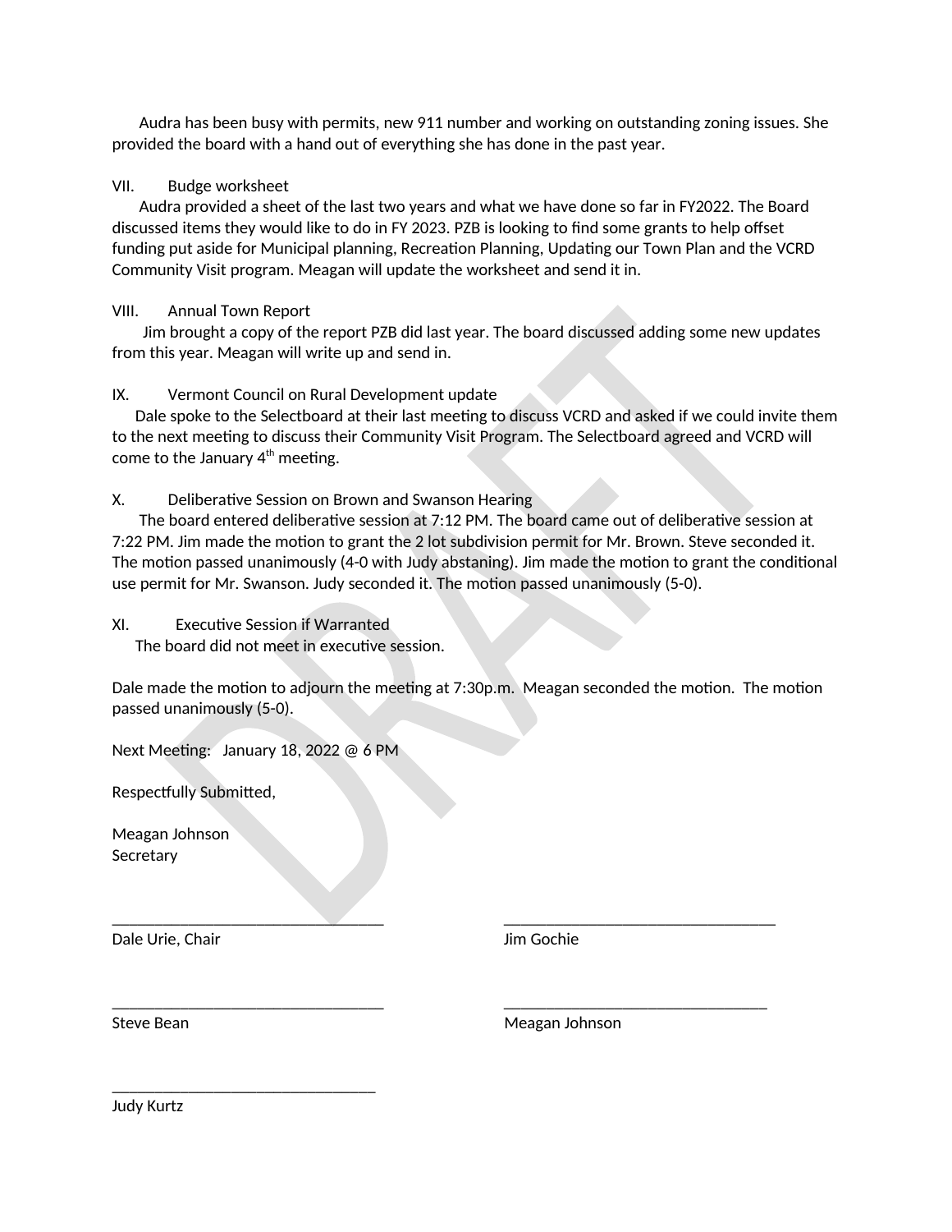Audra has been busy with permits, new 911 number and working on outstanding zoning issues. She provided the board with a hand out of everything she has done in the past year.

VII. Budge worksheet

Audra provided a sheet of the last two years and what we have done so far in FY2022. The Board discussed items they would like to do in FY 2023. PZB is looking to find some grants to help offset funding put aside for Municipal planning, Recreation Planning, Updating our Town Plan and the VCRD Community Visit program. Meagan will update the worksheet and send it in.

VIII. Annual Town Report

Jim brought a copy of the report PZB did last year. The board discussed adding some new updates from this year. Meagan will write up and send in.

IX. Vermont Council on Rural Development update

Dale spoke to the Selectboard at their last meeting to discuss VCRD and asked if we could invite them to the next meeting to discuss their Community Visit Program. The Selectboard agreed and VCRD will come to the January 4th meeting.

X. Deliberative Session on Brown and Swanson Hearing

The board entered deliberative session at 7:12 PM. The board came out of deliberative session at 7:22 PM. Jim made the motion to grant the 2 lot subdivision permit for Mr. Brown. Steve seconded it. The motion passed unanimously (4-0 with Judy abstaning). Jim made the motion to grant the conditional use permit for Mr. Swanson. Judy seconded it. The motion passed unanimously (5-0).

XI. Executive Session if Warranted

The board did not meet in executive session.

Dale made the motion to adjourn the meeting at 7:30p.m. Meagan seconded the motion. The motion passed unanimously (5-0).

Next Meeting: January 18, 2022 @ 6 PM

Respectfully Submitted,

Meagan Johnson
Secretary

\_\_\_\_\_\_\_\_\_\_\_\_\_\_\_\_\_\_\_\_\_\_\_\_\_\_\_\_\_\_\_\_
Dale Urie, Chair

\_\_\_\_\_\_\_\_\_\_\_\_\_\_\_\_\_\_\_\_\_\_\_\_\_\_\_\_\_\_\_\_
Jim Gochie

\_\_\_\_\_\_\_\_\_\_\_\_\_\_\_\_\_\_\_\_\_\_\_\_\_\_\_\_\_\_\_\_
Steve Bean

\_\_\_\_\_\_\_\_\_\_\_\_\_\_\_\_\_\_\_\_\_\_\_\_\_\_\_\_\_\_\_\_
Meagan Johnson

\_\_\_\_\_\_\_\_\_\_\_\_\_\_\_\_\_\_\_\_\_\_\_\_\_\_\_\_\_\_\_\_
Judy Kurtz

DRAFT